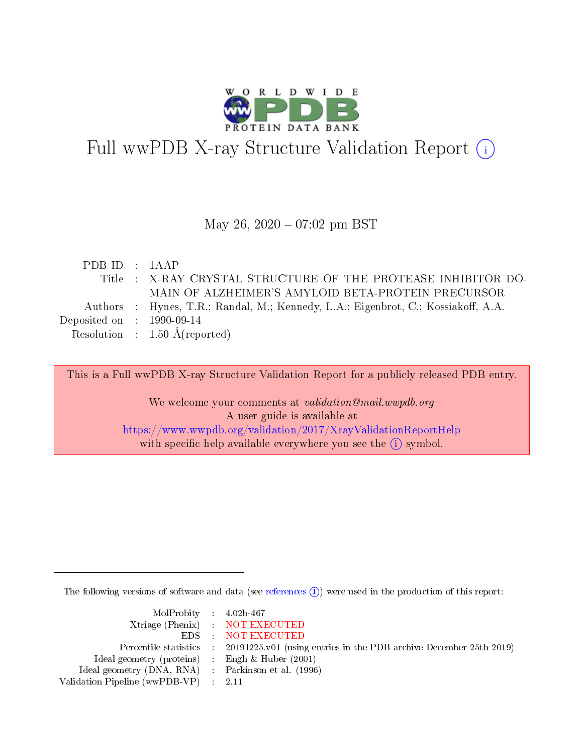# Full wwPDB X-ray Structure Validation Report (i)

May 26, 2020 – 07:02 pm BST

| | | |
|---|---|---|
| PDB ID | : | 1AAP |
| Title | : | X-RAY CRYSTAL STRUCTURE OF THE PROTEASE INHIBITOR DOMAIN OF ALZHEIMER'S AMYLOID BETA-PROTEIN PRECURSOR |
| Authors | : | Hynes, T.R.; Randal, M.; Kennedy, L.A.; Eigenbrot, C.; Kossiakoff, A.A. |
| Deposited on | : | 1990-09-14 |
| Resolution | : | 1.50 Å(reported) |

This is a Full wwPDB X-ray Structure Validation Report for a publicly released PDB entry.

We welcome your comments at *validation@mail.wwpdb.org*
A user guide is available at
https://www.wwpdb.org/validation/2017/XrayValidationReportHelp
with specific help available everywhere you see the (i) symbol.

---

The following versions of software and data (see references (i)) were used in the production of this report:

| | | |
|---|---|---|
| MolProbity | : | 4.02b-467 |
| Xtriage (Phenix) | : | NOT EXECUTED |
| EDS | : | NOT EXECUTED |
| Percentile statistics | : | 20191225.v01 (using entries in the PDB archive December 25th 2019) |
| Ideal geometry (proteins) | : | Engh & Huber (2001) |
| Ideal geometry (DNA, RNA) | : | Parkinson et al. (1996) |
| Validation Pipeline (wwPDB-VP) | : | 2.11 |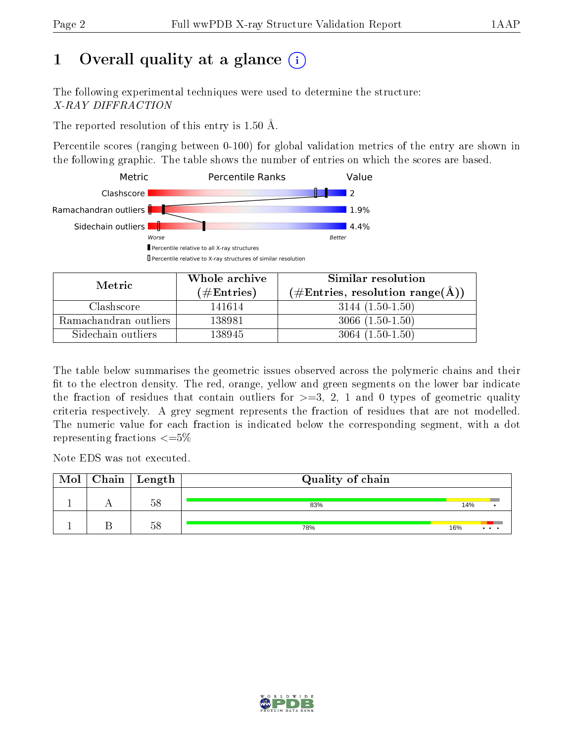# 1 Overall quality at a glance

The following experimental techniques were used to determine the structure:
*X-RAY DIFFRACTION*

The reported resolution of this entry is 1.50 Å.

Percentile scores (ranging between 0-100) for global validation metrics of the entry are shown in the following graphic. The table shows the number of entries on which the scores are based.

| Metric | Value |
|---|---|
| Clashscore | 2 |
| Ramachandran outliers | 1.9% |
| Sidechain outliers | 4.4% |

| Metric | Whole archive (#Entries) | Similar resolution (#Entries, resolution range(Å)) |
|---|---|---|
| Clashscore | 141614 | 3144 (1.50-1.50) |
| Ramachandran outliers | 138981 | 3066 (1.50-1.50) |
| Sidechain outliers | 138945 | 3064 (1.50-1.50) |

The table below summarises the geometric issues observed across the polymeric chains and their fit to the electron density. The red, orange, yellow and green segments on the lower bar indicate the fraction of residues that contain outliers for >=3, 2, 1 and 0 types of geometric quality criteria respectively. A grey segment represents the fraction of residues that are not modelled. The numeric value for each fraction is indicated below the corresponding segment, with a dot representing fractions <=5%

Note EDS was not executed.

| Mol | Chain | Length | Quality of chain |
|---|---|---|---|
| 1 | A | 58 | 83% 14% • |
| 1 | B | 58 | 78% 16% • • • |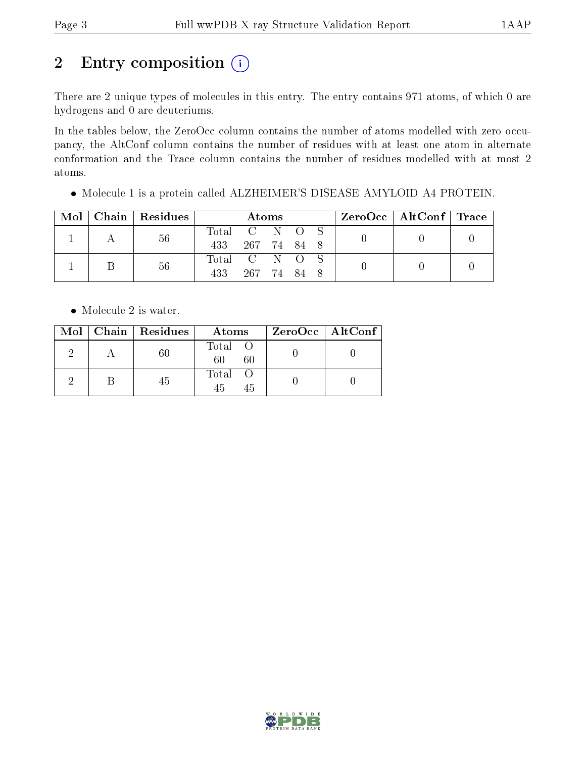# 2 Entry composition (i)

There are 2 unique types of molecules in this entry. The entry contains 971 atoms, of which 0 are hydrogens and 0 are deuteriums.

In the tables below, the ZeroOcc column contains the number of atoms modelled with zero occupancy, the AltConf column contains the number of residues with at least one atom in alternate conformation and the Trace column contains the number of residues modelled with at most 2 atoms.

- Molecule 1 is a protein called ALZHEIMER'S DISEASE AMYLOID A4 PROTEIN.

| Mol | Chain | Residues | Atoms | | | | | ZeroOcc | AltConf | Trace |
|---|---|---|---|---|---|---|---|---|---|---|
| | | | Total | C | N | O | S | | | |
| 1 | A | 56 | 433 | 267 | 74 | 84 | 8 | 0 | 0 | 0 |
| 1 | B | 56 | 433 | 267 | 74 | 84 | 8 | 0 | 0 | 0 |

- Molecule 2 is water.

| Mol | Chain | Residues | Atoms | | ZeroOcc | AltConf |
|---|---|---|---|---|---|---|
| | | | Total | O | | |
| 2 | A | 60 | 60 | 60 | 0 | 0 |
| 2 | B | 45 | 45 | 45 | 0 | 0 |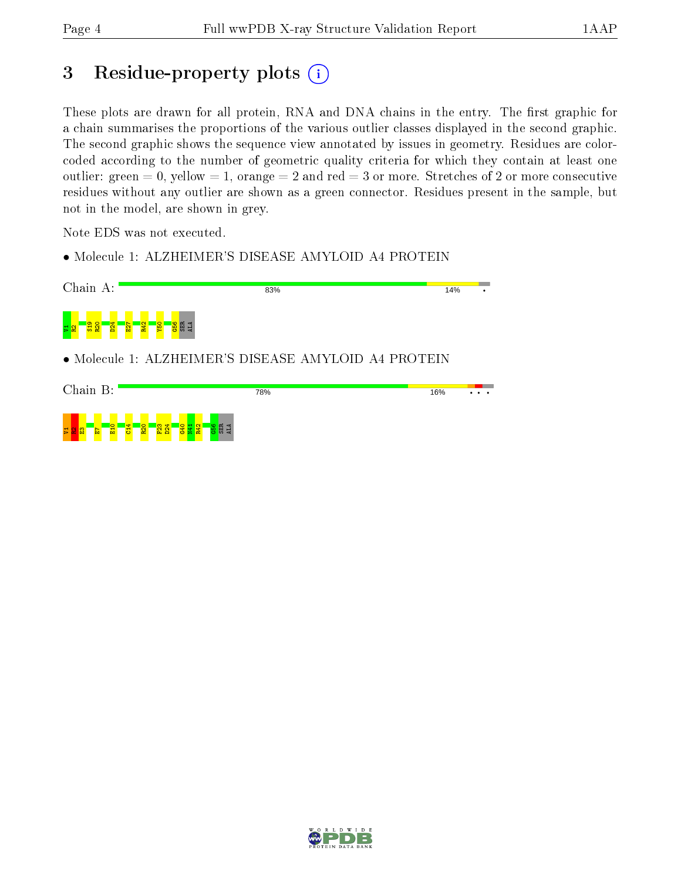# 3 Residue-property plots (i)

These plots are drawn for all protein, RNA and DNA chains in the entry. The first graphic for a chain summarises the proportions of the various outlier classes displayed in the second graphic. The second graphic shows the sequence view annotated by issues in geometry. Residues are color-coded according to the number of geometric quality criteria for which they contain at least one outlier: green = 0, yellow = 1, orange = 2 and red = 3 or more. Stretches of 2 or more consecutive residues without any outlier are shown as a green connector. Residues present in the sample, but not in the model, are shown in grey.

Note EDS was not executed.

- Molecule 1: ALZHEIMER'S DISEASE AMYLOID A4 PROTEIN

Chain A: 83% 14% •

V1 R2 S19 R20 D24 E27 R42 Y50 G56 SER ALA

- Molecule 1: ALZHEIMER'S DISEASE AMYLOID A4 PROTEIN

Chain B: 78% 16% • • •

V1 R2 E3 E7 E10 C14 R20 F23 D24 G40 N41 R42 G56 SER ALA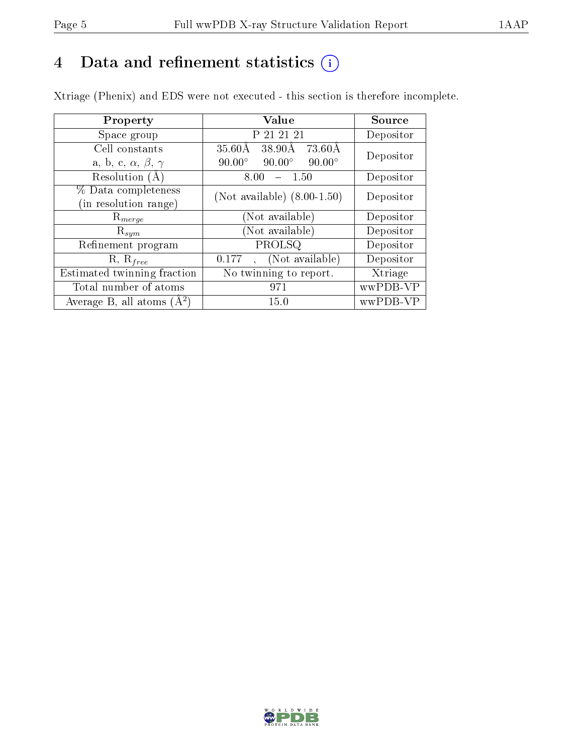# 4 Data and refinement statistics

Xtriage (Phenix) and EDS were not executed - this section is therefore incomplete.

| Property | Value | Source |
|---|---|---|
| Space group | P 21 21 21 | Depositor |
| Cell constants<br>a, b, c, $\alpha$, $\beta$, $\gamma$ | 35.60Å 38.90Å 73.60Å<br>90.00° 90.00° 90.00° | Depositor |
| Resolution (Å) | 8.00 – 1.50 | Depositor |
| % Data completeness<br>(in resolution range) | (Not available) (8.00-1.50) | Depositor |
| $R_{merge}$ | (Not available) | Depositor |
| $R_{sym}$ | (Not available) | Depositor |
| Refinement program | PROLSQ | Depositor |
| R, $R_{free}$ | 0.177 , (Not available) | Depositor |
| Estimated twinning fraction | No twinning to report. | Xtriage |
| Total number of atoms | 971 | wwPDB-VP |
| Average B, all atoms (Å$^2$) | 15.0 | wwPDB-VP |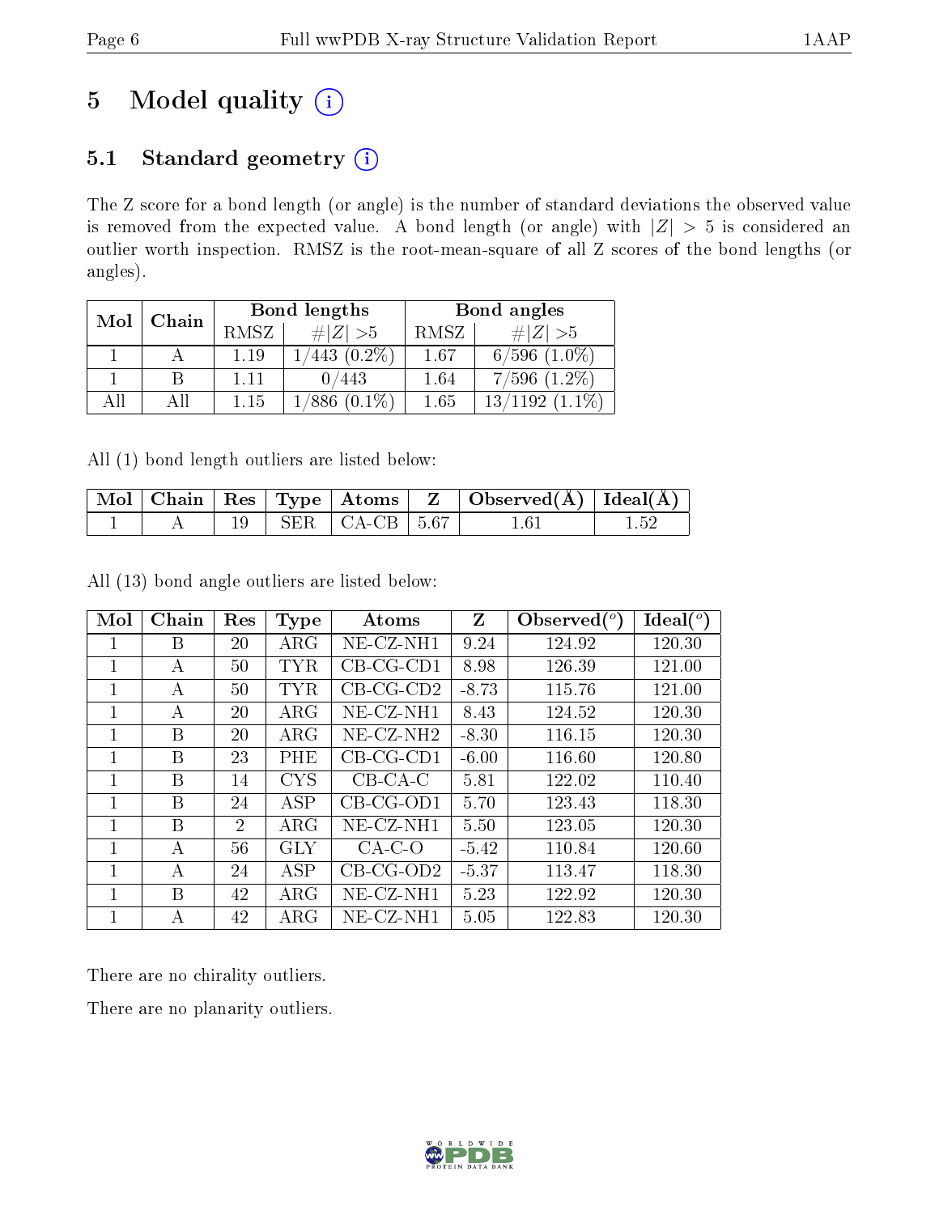# 5 Model quality (i)

## 5.1 Standard geometry (i)

The Z score for a bond length (or angle) is the number of standard deviations the observed value is removed from the expected value. A bond length (or angle) with $|Z| > 5$ is considered an outlier worth inspection. RMSZ is the root-mean-square of all Z scores of the bond lengths (or angles).

| Mol | Chain | Bond lengths | | Bond angles | |
|---|---|---|---|---|---|
| | | RMSZ | $\#\|Z\| >5$ | RMSZ | $\#\|Z\| >5$ |
| 1 | A | 1.19 | 1/443 (0.2%) | 1.67 | 6/596 (1.0%) |
| 1 | B | 1.11 | 0/443 | 1.64 | 7/596 (1.2%) |
| All | All | 1.15 | 1/886 (0.1%) | 1.65 | 13/1192 (1.1%) |

All (1) bond length outliers are listed below:

| Mol | Chain | Res | Type | Atoms | Z | Observed(Å) | Ideal(Å) |
|---|---|---|---|---|---|---|---|
| 1 | A | 19 | SER | CA-CB | 5.67 | 1.61 | 1.52 |

All (13) bond angle outliers are listed below:

| Mol | Chain | Res | Type | Atoms | Z | Observed($^o$) | Ideal($^o$) |
|---|---|---|---|---|---|---|---|
| 1 | B | 20 | ARG | NE-CZ-NH1 | 9.24 | 124.92 | 120.30 |
| 1 | A | 50 | TYR | CB-CG-CD1 | 8.98 | 126.39 | 121.00 |
| 1 | A | 50 | TYR | CB-CG-CD2 | -8.73 | 115.76 | 121.00 |
| 1 | A | 20 | ARG | NE-CZ-NH1 | 8.43 | 124.52 | 120.30 |
| 1 | B | 20 | ARG | NE-CZ-NH2 | -8.30 | 116.15 | 120.30 |
| 1 | B | 23 | PHE | CB-CG-CD1 | -6.00 | 116.60 | 120.80 |
| 1 | B | 14 | CYS | CB-CA-C | 5.81 | 122.02 | 110.40 |
| 1 | B | 24 | ASP | CB-CG-OD1 | 5.70 | 123.43 | 118.30 |
| 1 | B | 2 | ARG | NE-CZ-NH1 | 5.50 | 123.05 | 120.30 |
| 1 | A | 56 | GLY | CA-C-O | -5.42 | 110.84 | 120.60 |
| 1 | A | 24 | ASP | CB-CG-OD2 | -5.37 | 113.47 | 118.30 |
| 1 | B | 42 | ARG | NE-CZ-NH1 | 5.23 | 122.92 | 120.30 |
| 1 | A | 42 | ARG | NE-CZ-NH1 | 5.05 | 122.83 | 120.30 |

There are no chirality outliers.

There are no planarity outliers.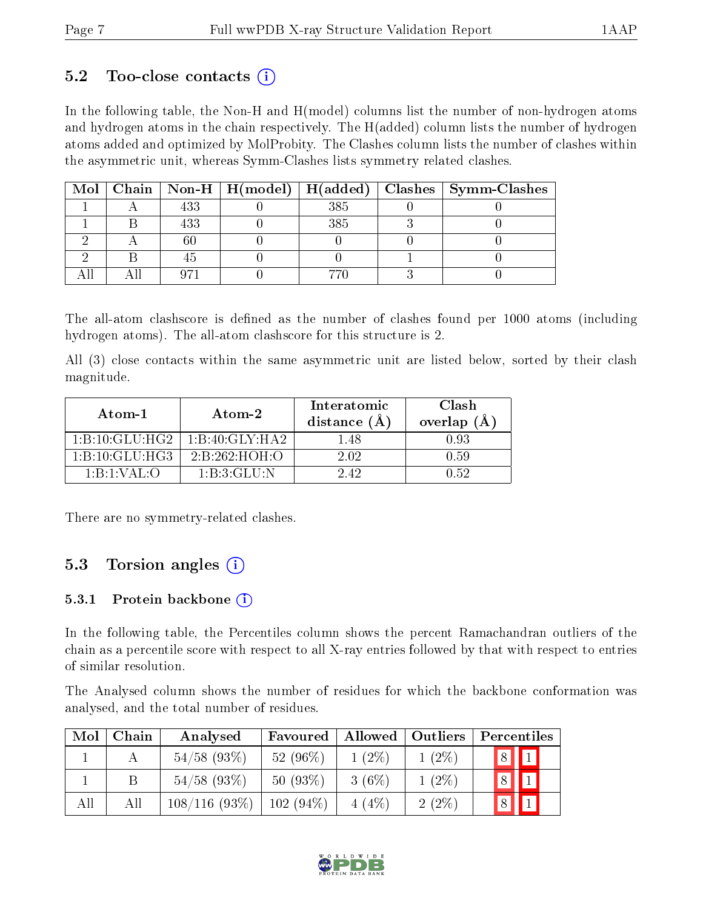## 5.2 Too-close contacts

In the following table, the Non-H and H(model) columns list the number of non-hydrogen atoms and hydrogen atoms in the chain respectively. The H(added) column lists the number of hydrogen atoms added and optimized by MolProbity. The Clashes column lists the number of clashes within the asymmetric unit, whereas Symm-Clashes lists symmetry related clashes.

| Mol | Chain | Non-H | H(model) | H(added) | Clashes | Symm-Clashes |
|---|---|---|---|---|---|---|
| 1 | A | 433 | 0 | 385 | 0 | 0 |
| 1 | B | 433 | 0 | 385 | 3 | 0 |
| 2 | A | 60 | 0 | 0 | 0 | 0 |
| 2 | B | 45 | 0 | 0 | 1 | 0 |
| All | All | 971 | 0 | 770 | 3 | 0 |

The all-atom clashscore is defined as the number of clashes found per 1000 atoms (including hydrogen atoms). The all-atom clashscore for this structure is 2.

All (3) close contacts within the same asymmetric unit are listed below, sorted by their clash magnitude.

| Atom-1 | Atom-2 | Interatomic distance (Å) | Clash overlap (Å) |
|---|---|---|---|
| 1:B:10:GLU:HG2 | 1:B:40:GLY:HA2 | 1.48 | 0.93 |
| 1:B:10:GLU:HG3 | 2:B:262:HOH:O | 2.02 | 0.59 |
| 1:B:1:VAL:O | 1:B:3:GLU:N | 2.42 | 0.52 |

There are no symmetry-related clashes.

## 5.3 Torsion angles

### 5.3.1 Protein backbone

In the following table, the Percentiles column shows the percent Ramachandran outliers of the chain as a percentile score with respect to all X-ray entries followed by that with respect to entries of similar resolution.

The Analysed column shows the number of residues for which the backbone conformation was analysed, and the total number of residues.

| Mol | Chain | Analysed | Favoured | Allowed | Outliers | Percentiles | |
|---|---|---|---|---|---|---|---|
| 1 | A | 54/58 (93%) | 52 (96%) | 1 (2%) | 1 (2%) | 8 | 1 |
| 1 | B | 54/58 (93%) | 50 (93%) | 3 (6%) | 1 (2%) | 8 | 1 |
| All | All | 108/116 (93%) | 102 (94%) | 4 (4%) | 2 (2%) | 8 | 1 |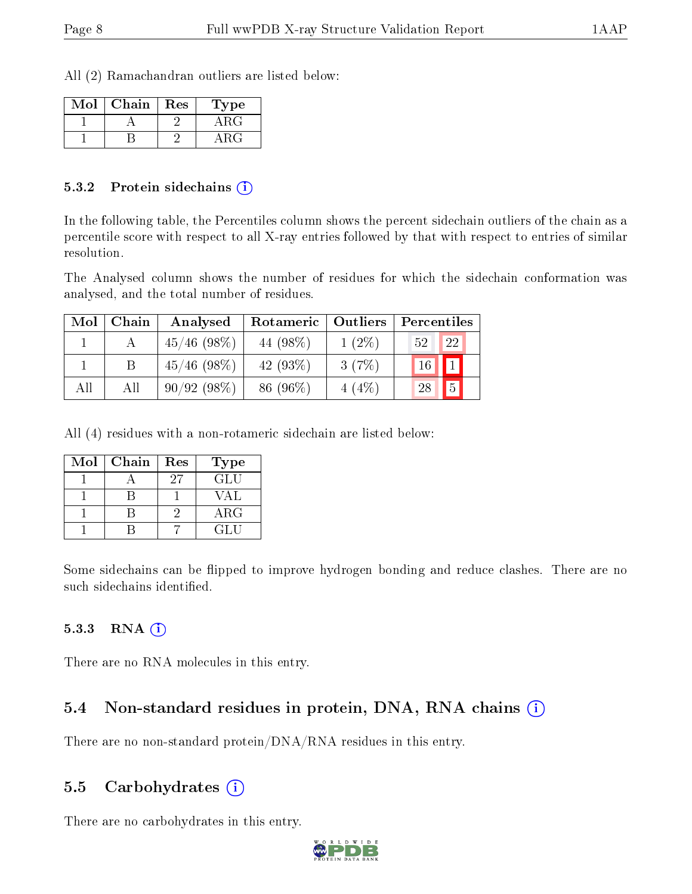All (2) Ramachandran outliers are listed below:

| Mol | Chain | Res | Type |
|---|---|---|---|
| 1 | A | 2 | ARG |
| 1 | B | 2 | ARG |

### 5.3.2 Protein sidechains

In the following table, the Percentiles column shows the percent sidechain outliers of the chain as a percentile score with respect to all X-ray entries followed by that with respect to entries of similar resolution.

The Analysed column shows the number of residues for which the sidechain conformation was analysed, and the total number of residues.

| Mol | Chain | Analysed | Rotameric | Outliers | Percentiles | |
|---|---|---|---|---|---|---|
| 1 | A | 45/46 (98%) | 44 (98%) | 1 (2%) | 52 | 22 |
| 1 | B | 45/46 (98%) | 42 (93%) | 3 (7%) | 16 | 1 |
| All | All | 90/92 (98%) | 86 (96%) | 4 (4%) | 28 | 5 |

All (4) residues with a non-rotameric sidechain are listed below:

| Mol | Chain | Res | Type |
|---|---|---|---|
| 1 | A | 27 | GLU |
| 1 | B | 1 | VAL |
| 1 | B | 2 | ARG |
| 1 | B | 7 | GLU |

Some sidechains can be flipped to improve hydrogen bonding and reduce clashes. There are no such sidechains identified.

### 5.3.3 RNA

There are no RNA molecules in this entry.

## 5.4 Non-standard residues in protein, DNA, RNA chains

There are no non-standard protein/DNA/RNA residues in this entry.

## 5.5 Carbohydrates

There are no carbohydrates in this entry.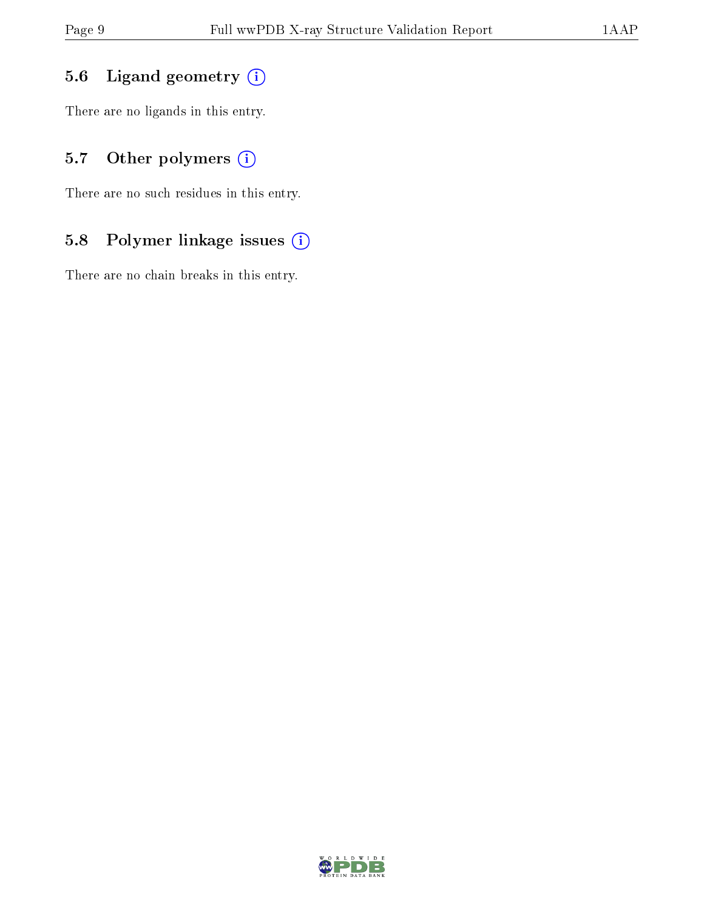### 5.6 Ligand geometry (i)

There are no ligands in this entry.

### 5.7 Other polymers (i)

There are no such residues in this entry.

### 5.8 Polymer linkage issues (i)

There are no chain breaks in this entry.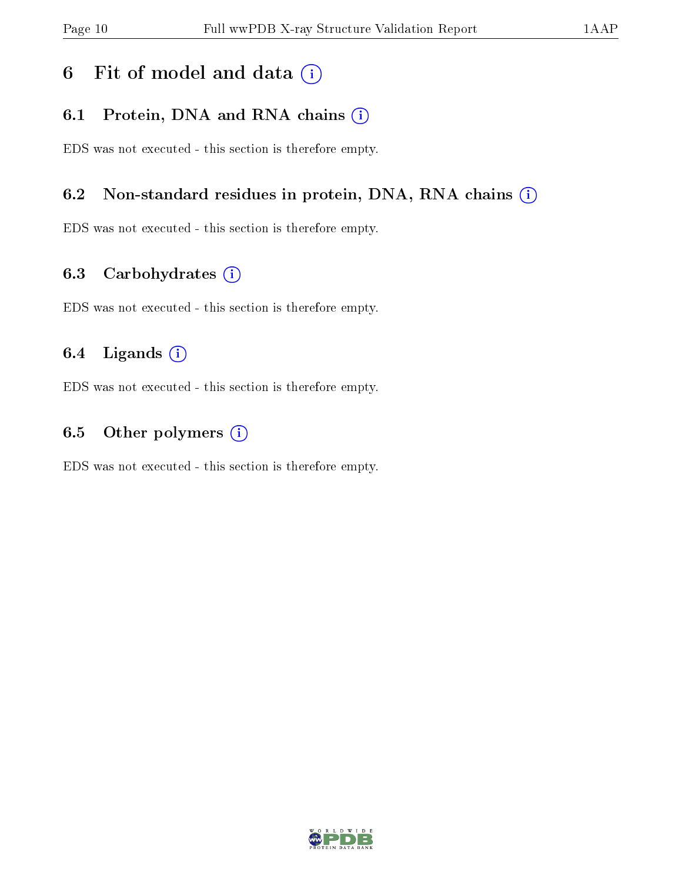# 6 Fit of model and data

## 6.1 Protein, DNA and RNA chains

EDS was not executed - this section is therefore empty.

## 6.2 Non-standard residues in protein, DNA, RNA chains

EDS was not executed - this section is therefore empty.

## 6.3 Carbohydrates

EDS was not executed - this section is therefore empty.

## 6.4 Ligands

EDS was not executed - this section is therefore empty.

## 6.5 Other polymers

EDS was not executed - this section is therefore empty.